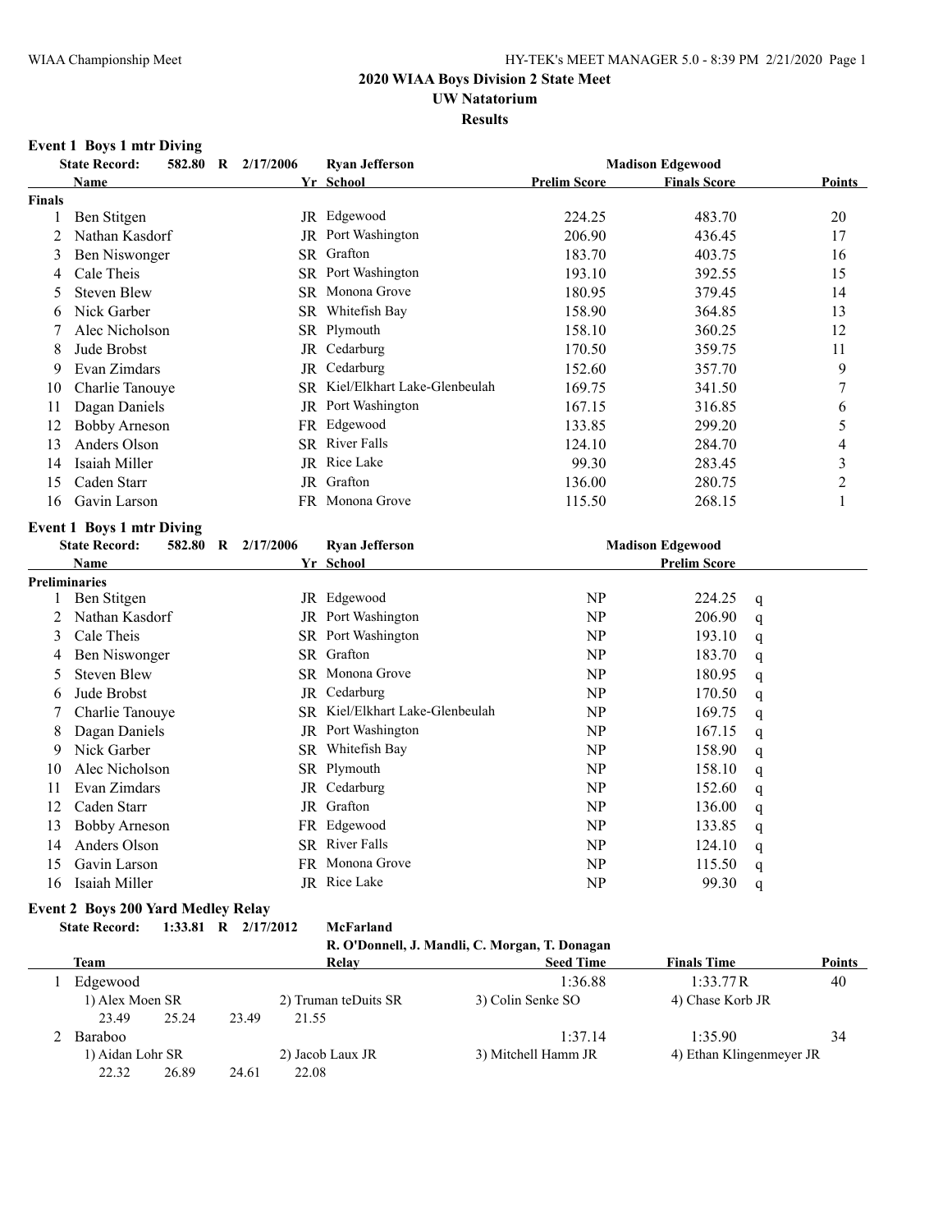# 2020 WIAA Boys Division 2 State Meet

## UW Natatorium

### Results

**Event 1 Boys 1 mtr Diving**

State Record: 582.80 R 2/17/2006 Ryan Jefferson — Madison Edgewood

| | Name | Yr | School | Prelim Score | Finals Score | Points |
|---|---|---|---|---|---|---|
| **Finals** | | | | | | |
| 1 | Ben Stitgen | JR | Edgewood | 224.25 | 483.70 | 20 |
| 2 | Nathan Kasdorf | JR | Port Washington | 206.90 | 436.45 | 17 |
| 3 | Ben Niswonger | SR | Grafton | 183.70 | 403.75 | 16 |
| 4 | Cale Theis | SR | Port Washington | 193.10 | 392.55 | 15 |
| 5 | Steven Blew | SR | Monona Grove | 180.95 | 379.45 | 14 |
| 6 | Nick Garber | SR | Whitefish Bay | 158.90 | 364.85 | 13 |
| 7 | Alec Nicholson | SR | Plymouth | 158.10 | 360.25 | 12 |
| 8 | Jude Brobst | JR | Cedarburg | 170.50 | 359.75 | 11 |
| 9 | Evan Zimdars | JR | Cedarburg | 152.60 | 357.70 | 9 |
| 10 | Charlie Tanouye | SR | Kiel/Elkhart Lake-Glenbeulah | 169.75 | 341.50 | 7 |
| 11 | Dagan Daniels | JR | Port Washington | 167.15 | 316.85 | 6 |
| 12 | Bobby Arneson | FR | Edgewood | 133.85 | 299.20 | 5 |
| 13 | Anders Olson | SR | River Falls | 124.10 | 284.70 | 4 |
| 14 | Isaiah Miller | JR | Rice Lake | 99.30 | 283.45 | 3 |
| 15 | Caden Starr | JR | Grafton | 136.00 | 280.75 | 2 |
| 16 | Gavin Larson | FR | Monona Grove | 115.50 | 268.15 | 1 |

**Event 1 Boys 1 mtr Diving**

State Record: 582.80 R 2/17/2006 Ryan Jefferson — Madison Edgewood

| | Name | Yr | School | | Prelim Score | |
|---|---|---|---|---|---|---|
| **Preliminaries** | | | | | | |
| 1 | Ben Stitgen | JR | Edgewood | NP | 224.25 | q |
| 2 | Nathan Kasdorf | JR | Port Washington | NP | 206.90 | q |
| 3 | Cale Theis | SR | Port Washington | NP | 193.10 | q |
| 4 | Ben Niswonger | SR | Grafton | NP | 183.70 | q |
| 5 | Steven Blew | SR | Monona Grove | NP | 180.95 | q |
| 6 | Jude Brobst | JR | Cedarburg | NP | 170.50 | q |
| 7 | Charlie Tanouye | SR | Kiel/Elkhart Lake-Glenbeulah | NP | 169.75 | q |
| 8 | Dagan Daniels | JR | Port Washington | NP | 167.15 | q |
| 9 | Nick Garber | SR | Whitefish Bay | NP | 158.90 | q |
| 10 | Alec Nicholson | SR | Plymouth | NP | 158.10 | q |
| 11 | Evan Zimdars | JR | Cedarburg | NP | 152.60 | q |
| 12 | Caden Starr | JR | Grafton | NP | 136.00 | q |
| 13 | Bobby Arneson | FR | Edgewood | NP | 133.85 | q |
| 14 | Anders Olson | SR | River Falls | NP | 124.10 | q |
| 15 | Gavin Larson | FR | Monona Grove | NP | 115.50 | q |
| 16 | Isaiah Miller | JR | Rice Lake | NP | 99.30 | q |

**Event 2 Boys 200 Yard Medley Relay**

State Record: 1:33.81 R 2/17/2012 McFarland
R. O'Donnell, J. Mandli, C. Morgan, T. Donagan

| | Team | Relay | Seed Time | Finals Time | Points |
|---|---|---|---|---|---|
| 1 | Edgewood | | 1:36.88 | 1:33.77R | 40 |
| | 1) Alex Moen SR | 2) Truman teDuits SR | 3) Colin Senke SO | 4) Chase Korb JR | |
| | 23.49 25.24 | 23.49 21.55 | | | |
| 2 | Baraboo | | 1:37.14 | 1:35.90 | 34 |
| | 1) Aidan Lohr SR | 2) Jacob Laux JR | 3) Mitchell Hamm JR | 4) Ethan Klingenmeyer JR | |
| | 22.32 26.89 | 24.61 22.08 | | | |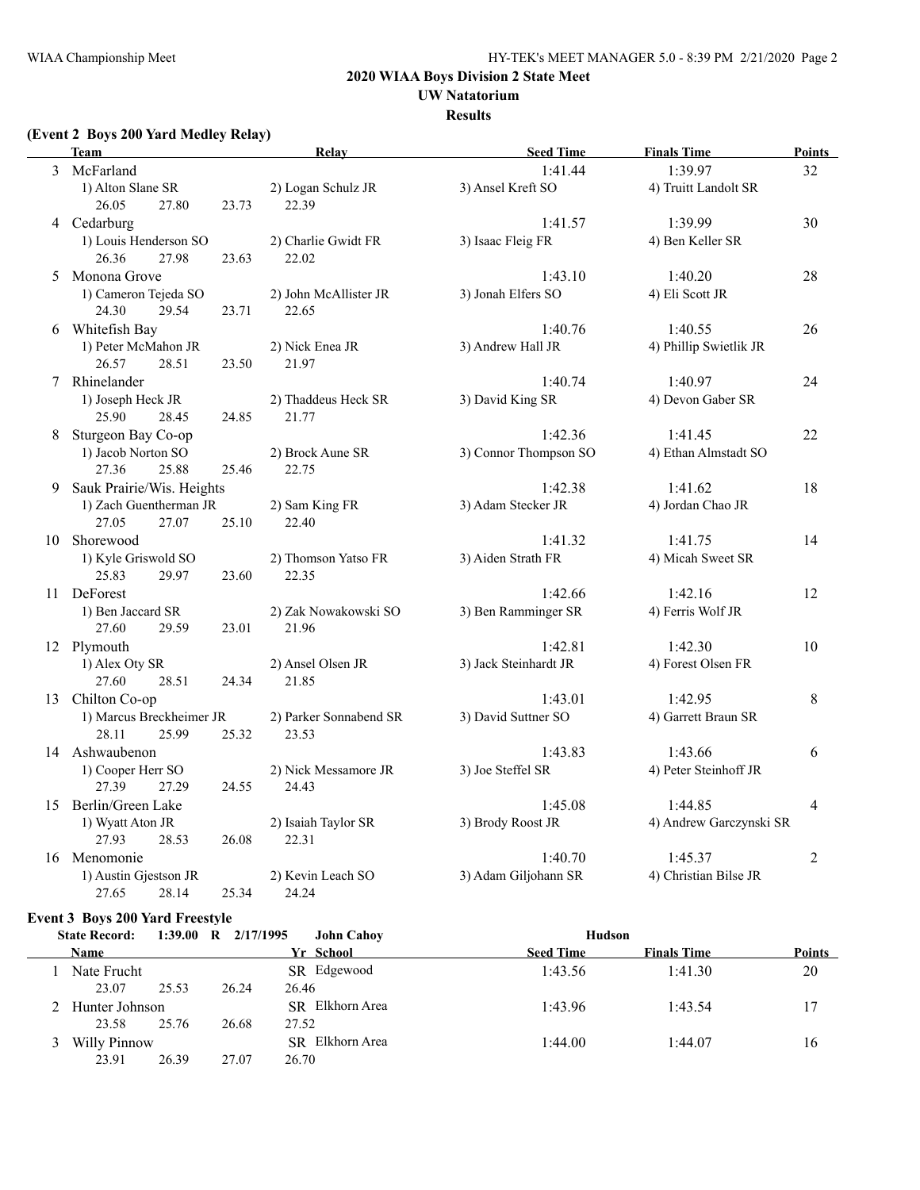## 2020 WIAA Boys Division 2 State Meet

### UW Natatorium

### Results

#### (Event 2 Boys 200 Yard Medley Relay)

| | Team | Relay | | Seed Time | Finals Time | Points |
|---|---|---|---|---|---|---|
| 3 | McFarland | | | 1:41.44 | 1:39.97 | 32 |
| | 1) Alton Slane SR | 2) Logan Schulz JR | 3) Ansel Kreft SO | 4) Truitt Landolt SR | | |
| | 26.05 27.80 23.73 | 22.39 | | | | |
| 4 | Cedarburg | | | 1:41.57 | 1:39.99 | 30 |
| | 1) Louis Henderson SO | 2) Charlie Gwidt FR | 3) Isaac Fleig FR | 4) Ben Keller SR | | |
| | 26.36 27.98 23.63 | 22.02 | | | | |
| 5 | Monona Grove | | | 1:43.10 | 1:40.20 | 28 |
| | 1) Cameron Tejeda SO | 2) John McAllister JR | 3) Jonah Elfers SO | 4) Eli Scott JR | | |
| | 24.30 29.54 23.71 | 22.65 | | | | |
| 6 | Whitefish Bay | | | 1:40.76 | 1:40.55 | 26 |
| | 1) Peter McMahon JR | 2) Nick Enea JR | 3) Andrew Hall JR | 4) Phillip Swietlik JR | | |
| | 26.57 28.51 23.50 | 21.97 | | | | |
| 7 | Rhinelander | | | 1:40.74 | 1:40.97 | 24 |
| | 1) Joseph Heck JR | 2) Thaddeus Heck SR | 3) David King SR | 4) Devon Gaber SR | | |
| | 25.90 28.45 24.85 | 21.77 | | | | |
| 8 | Sturgeon Bay Co-op | | | 1:42.36 | 1:41.45 | 22 |
| | 1) Jacob Norton SO | 2) Brock Aune SR | 3) Connor Thompson SO | 4) Ethan Almstadt SO | | |
| | 27.36 25.88 25.46 | 22.75 | | | | |
| 9 | Sauk Prairie/Wis. Heights | | | 1:42.38 | 1:41.62 | 18 |
| | 1) Zach Guentherman JR | 2) Sam King FR | 3) Adam Stecker JR | 4) Jordan Chao JR | | |
| | 27.05 27.07 25.10 | 22.40 | | | | |
| 10 | Shorewood | | | 1:41.32 | 1:41.75 | 14 |
| | 1) Kyle Griswold SO | 2) Thomson Yatso FR | 3) Aiden Strath FR | 4) Micah Sweet SR | | |
| | 25.83 29.97 23.60 | 22.35 | | | | |
| 11 | DeForest | | | 1:42.66 | 1:42.16 | 12 |
| | 1) Ben Jaccard SR | 2) Zak Nowakowski SO | 3) Ben Ramminger SR | 4) Ferris Wolf JR | | |
| | 27.60 29.59 23.01 | 21.96 | | | | |
| 12 | Plymouth | | | 1:42.81 | 1:42.30 | 10 |
| | 1) Alex Oty SR | 2) Ansel Olsen JR | 3) Jack Steinhardt JR | 4) Forest Olsen FR | | |
| | 27.60 28.51 24.34 | 21.85 | | | | |
| 13 | Chilton Co-op | | | 1:43.01 | 1:42.95 | 8 |
| | 1) Marcus Breckheimer JR | 2) Parker Sonnabend SR | 3) David Suttner SO | 4) Garrett Braun SR | | |
| | 28.11 25.99 25.32 | 23.53 | | | | |
| 14 | Ashwaubenon | | | 1:43.83 | 1:43.66 | 6 |
| | 1) Cooper Herr SO | 2) Nick Messamore JR | 3) Joe Steffel SR | 4) Peter Steinhoff JR | | |
| | 27.39 27.29 24.55 | 24.43 | | | | |
| 15 | Berlin/Green Lake | | | 1:45.08 | 1:44.85 | 4 |
| | 1) Wyatt Aton JR | 2) Isaiah Taylor SR | 3) Brody Roost JR | 4) Andrew Garczynski SR | | |
| | 27.93 28.53 26.08 | 22.31 | | | | |
| 16 | Menomonie | | | 1:40.70 | 1:45.37 | 2 |
| | 1) Austin Gjestson JR | 2) Kevin Leach SO | 3) Adam Giljohann SR | 4) Christian Bilse JR | | |
| | 27.65 28.14 25.34 | 24.24 | | | | |

#### Event 3 Boys 200 Yard Freestyle

State Record: 1:39.00 R 2/17/1995 John Cahoy Hudson

| | Name | Yr | School | Seed Time | Finals Time | Points |
|---|---|---|---|---|---|---|
| 1 | Nate Frucht | SR | Edgewood | 1:43.56 | 1:41.30 | 20 |
| | 23.07 25.53 26.24 26.46 | | | | | |
| 2 | Hunter Johnson | SR | Elkhorn Area | 1:43.96 | 1:43.54 | 17 |
| | 23.58 25.76 26.68 27.52 | | | | | |
| 3 | Willy Pinnow | SR | Elkhorn Area | 1:44.00 | 1:44.07 | 16 |
| | 23.91 26.39 27.07 26.70 | | | | | |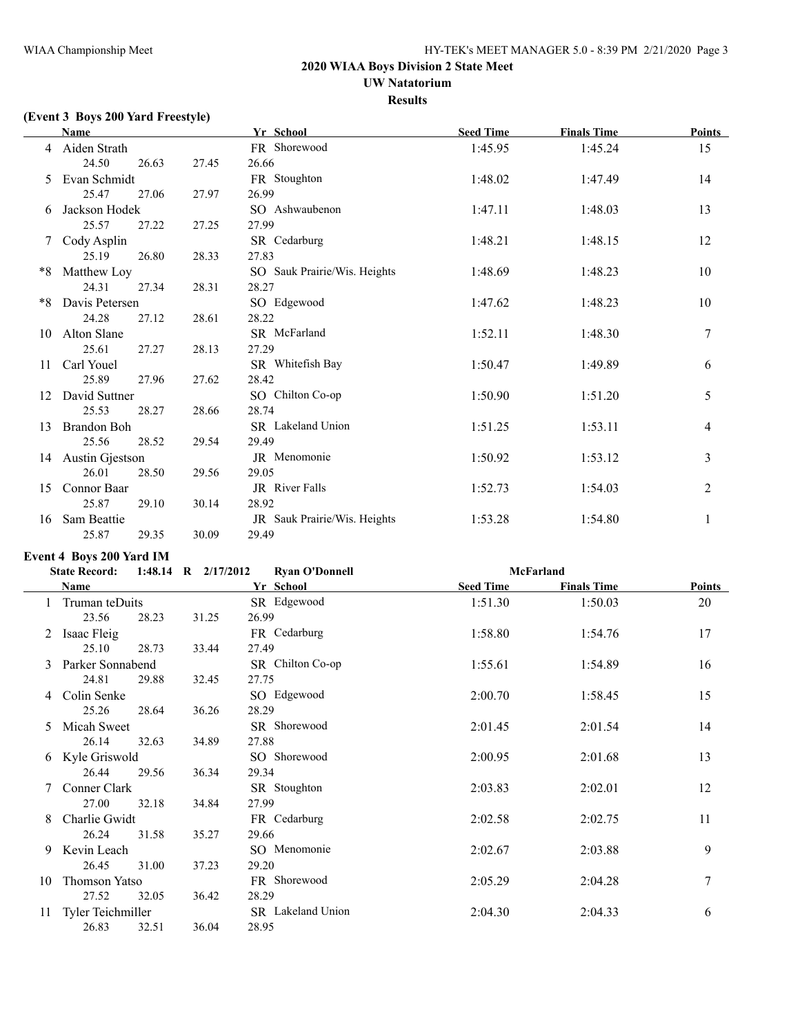## 2020 WIAA Boys Division 2 State Meet

**UW Natatorium**

**Results**

### (Event 3 Boys 200 Yard Freestyle)

| | Name | Yr | School | Seed Time | Finals Time | Points |
|---|---|---|---|---|---|---|
| 4 | Aiden Strath | FR | Shorewood | 1:45.95 | 1:45.24 | 15 |
| | 24.50 26.63 27.45 26.66 | | | | | |
| 5 | Evan Schmidt | FR | Stoughton | 1:48.02 | 1:47.49 | 14 |
| | 25.47 27.06 27.97 26.99 | | | | | |
| 6 | Jackson Hodek | SO | Ashwaubenon | 1:47.11 | 1:48.03 | 13 |
| | 25.57 27.22 27.25 27.99 | | | | | |
| 7 | Cody Asplin | SR | Cedarburg | 1:48.21 | 1:48.15 | 12 |
| | 25.19 26.80 28.33 27.83 | | | | | |
| *8 | Matthew Loy | SO | Sauk Prairie/Wis. Heights | 1:48.69 | 1:48.23 | 10 |
| | 24.31 27.34 28.31 28.27 | | | | | |
| *8 | Davis Petersen | SO | Edgewood | 1:47.62 | 1:48.23 | 10 |
| | 24.28 27.12 28.61 28.22 | | | | | |
| 10 | Alton Slane | SR | McFarland | 1:52.11 | 1:48.30 | 7 |
| | 25.61 27.27 28.13 27.29 | | | | | |
| 11 | Carl Youel | SR | Whitefish Bay | 1:50.47 | 1:49.89 | 6 |
| | 25.89 27.96 27.62 28.42 | | | | | |
| 12 | David Suttner | SO | Chilton Co-op | 1:50.90 | 1:51.20 | 5 |
| | 25.53 28.27 28.66 28.74 | | | | | |
| 13 | Brandon Boh | SR | Lakeland Union | 1:51.25 | 1:53.11 | 4 |
| | 25.56 28.52 29.54 29.49 | | | | | |
| 14 | Austin Gjestson | JR | Menomonie | 1:50.92 | 1:53.12 | 3 |
| | 26.01 28.50 29.56 29.05 | | | | | |
| 15 | Connor Baar | JR | River Falls | 1:52.73 | 1:54.03 | 2 |
| | 25.87 29.10 30.14 28.92 | | | | | |
| 16 | Sam Beattie | JR | Sauk Prairie/Wis. Heights | 1:53.28 | 1:54.80 | 1 |
| | 25.87 29.35 30.09 29.49 | | | | | |

### Event 4 Boys 200 Yard IM

**State Record:** 1:48.14 R 2/17/2012 Ryan O'Donnell McFarland

| | Name | Yr | School | Seed Time | Finals Time | Points |
|---|---|---|---|---|---|---|
| 1 | Truman teDuits | SR | Edgewood | 1:51.30 | 1:50.03 | 20 |
| | 23.56 28.23 31.25 26.99 | | | | | |
| 2 | Isaac Fleig | FR | Cedarburg | 1:58.80 | 1:54.76 | 17 |
| | 25.10 28.73 33.44 27.49 | | | | | |
| 3 | Parker Sonnabend | SR | Chilton Co-op | 1:55.61 | 1:54.89 | 16 |
| | 24.81 29.88 32.45 27.75 | | | | | |
| 4 | Colin Senke | SO | Edgewood | 2:00.70 | 1:58.45 | 15 |
| | 25.26 28.64 36.26 28.29 | | | | | |
| 5 | Micah Sweet | SR | Shorewood | 2:01.45 | 2:01.54 | 14 |
| | 26.14 32.63 34.89 27.88 | | | | | |
| 6 | Kyle Griswold | SO | Shorewood | 2:00.95 | 2:01.68 | 13 |
| | 26.44 29.56 36.34 29.34 | | | | | |
| 7 | Conner Clark | SR | Stoughton | 2:03.83 | 2:02.01 | 12 |
| | 27.00 32.18 34.84 27.99 | | | | | |
| 8 | Charlie Gwidt | FR | Cedarburg | 2:02.58 | 2:02.75 | 11 |
| | 26.24 31.58 35.27 29.66 | | | | | |
| 9 | Kevin Leach | SO | Menomonie | 2:02.67 | 2:03.88 | 9 |
| | 26.45 31.00 37.23 29.20 | | | | | |
| 10 | Thomson Yatso | FR | Shorewood | 2:05.29 | 2:04.28 | 7 |
| | 27.52 32.05 36.42 28.29 | | | | | |
| 11 | Tyler Teichmiller | SR | Lakeland Union | 2:04.30 | 2:04.33 | 6 |
| | 26.83 32.51 36.04 28.95 | | | | | |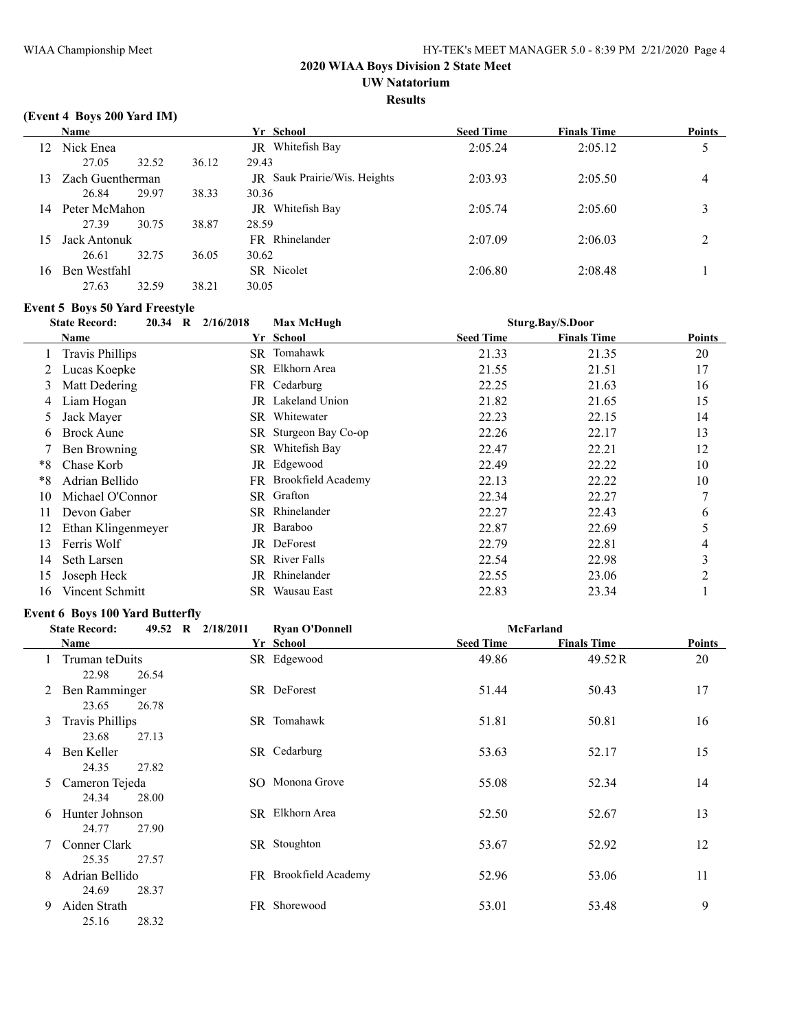## 2020 WIAA Boys Division 2 State Meet

**UW Natatorium**

**Results**

### (Event 4 Boys 200 Yard IM)

| | Name | Yr | School | Seed Time | Finals Time | Points |
|---|---|---|---|---|---|---|
| 12 | Nick Enea | JR | Whitefish Bay | 2:05.24 | 2:05.12 | 5 |
| | 27.05 32.52 36.12 29.43 | | | | | |
| 13 | Zach Guentherman | JR | Sauk Prairie/Wis. Heights | 2:03.93 | 2:05.50 | 4 |
| | 26.84 29.97 38.33 30.36 | | | | | |
| 14 | Peter McMahon | JR | Whitefish Bay | 2:05.74 | 2:05.60 | 3 |
| | 27.39 30.75 38.87 28.59 | | | | | |
| 15 | Jack Antonuk | FR | Rhinelander | 2:07.09 | 2:06.03 | 2 |
| | 26.61 32.75 36.05 30.62 | | | | | |
| 16 | Ben Westfahl | SR | Nicolet | 2:06.80 | 2:08.48 | 1 |
| | 27.63 32.59 38.21 30.05 | | | | | |

### Event 5 Boys 50 Yard Freestyle

State Record: 20.34 R 2/16/2018 Max McHugh Sturg.Bay/S.Door

| | Name | Yr | School | Seed Time | Finals Time | Points |
|---|---|---|---|---|---|---|
| 1 | Travis Phillips | SR | Tomahawk | 21.33 | 21.35 | 20 |
| 2 | Lucas Koepke | SR | Elkhorn Area | 21.55 | 21.51 | 17 |
| 3 | Matt Dedering | FR | Cedarburg | 22.25 | 21.63 | 16 |
| 4 | Liam Hogan | JR | Lakeland Union | 21.82 | 21.65 | 15 |
| 5 | Jack Mayer | SR | Whitewater | 22.23 | 22.15 | 14 |
| 6 | Brock Aune | SR | Sturgeon Bay Co-op | 22.26 | 22.17 | 13 |
| 7 | Ben Browning | SR | Whitefish Bay | 22.47 | 22.21 | 12 |
| *8 | Chase Korb | JR | Edgewood | 22.49 | 22.22 | 10 |
| *8 | Adrian Bellido | FR | Brookfield Academy | 22.13 | 22.22 | 10 |
| 10 | Michael O'Connor | SR | Grafton | 22.34 | 22.27 | 7 |
| 11 | Devon Gaber | SR | Rhinelander | 22.27 | 22.43 | 6 |
| 12 | Ethan Klingenmeyer | JR | Baraboo | 22.87 | 22.69 | 5 |
| 13 | Ferris Wolf | JR | DeForest | 22.79 | 22.81 | 4 |
| 14 | Seth Larsen | SR | River Falls | 22.54 | 22.98 | 3 |
| 15 | Joseph Heck | JR | Rhinelander | 22.55 | 23.06 | 2 |
| 16 | Vincent Schmitt | SR | Wausau East | 22.83 | 23.34 | 1 |

### Event 6 Boys 100 Yard Butterfly

State Record: 49.52 R 2/18/2011 Ryan O'Donnell McFarland

| | Name | Yr | School | Seed Time | Finals Time | Points |
|---|---|---|---|---|---|---|
| 1 | Truman teDuits | SR | Edgewood | 49.86 | 49.52R | 20 |
| | 22.98 26.54 | | | | | |
| 2 | Ben Ramminger | SR | DeForest | 51.44 | 50.43 | 17 |
| | 23.65 26.78 | | | | | |
| 3 | Travis Phillips | SR | Tomahawk | 51.81 | 50.81 | 16 |
| | 23.68 27.13 | | | | | |
| 4 | Ben Keller | SR | Cedarburg | 53.63 | 52.17 | 15 |
| | 24.35 27.82 | | | | | |
| 5 | Cameron Tejeda | SO | Monona Grove | 55.08 | 52.34 | 14 |
| | 24.34 28.00 | | | | | |
| 6 | Hunter Johnson | SR | Elkhorn Area | 52.50 | 52.67 | 13 |
| | 24.77 27.90 | | | | | |
| 7 | Conner Clark | SR | Stoughton | 53.67 | 52.92 | 12 |
| | 25.35 27.57 | | | | | |
| 8 | Adrian Bellido | FR | Brookfield Academy | 52.96 | 53.06 | 11 |
| | 24.69 28.37 | | | | | |
| 9 | Aiden Strath | FR | Shorewood | 53.01 | 53.48 | 9 |
| | 25.16 28.32 | | | | | |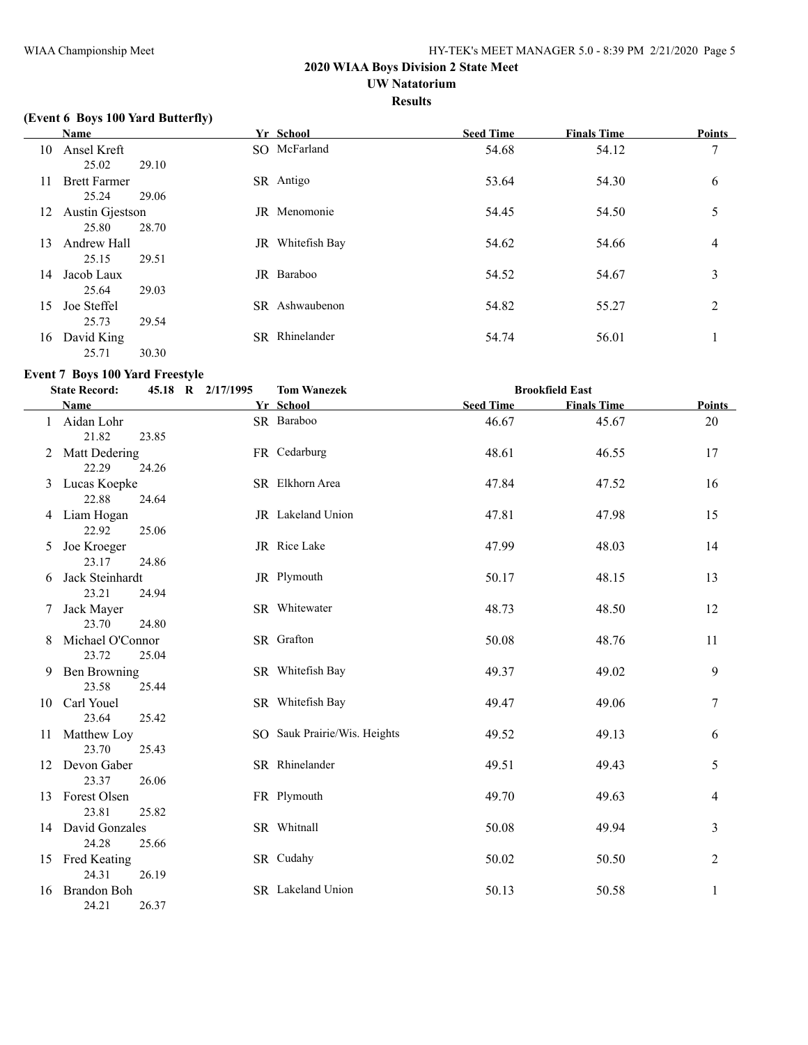# 2020 WIAA Boys Division 2 State Meet

## UW Natatorium

### Results

**(Event 6 Boys 100 Yard Butterfly)**

| | Name | Yr | School | Seed Time | Finals Time | Points |
|---|---|---|---|---|---|---|
| 10 | Ansel Kreft | SO | McFarland | 54.68 | 54.12 | 7 |
| | 25.02 29.10 | | | | | |
| 11 | Brett Farmer | SR | Antigo | 53.64 | 54.30 | 6 |
| | 25.24 29.06 | | | | | |
| 12 | Austin Gjestson | JR | Menomonie | 54.45 | 54.50 | 5 |
| | 25.80 28.70 | | | | | |
| 13 | Andrew Hall | JR | Whitefish Bay | 54.62 | 54.66 | 4 |
| | 25.15 29.51 | | | | | |
| 14 | Jacob Laux | JR | Baraboo | 54.52 | 54.67 | 3 |
| | 25.64 29.03 | | | | | |
| 15 | Joe Steffel | SR | Ashwaubenon | 54.82 | 55.27 | 2 |
| | 25.73 29.54 | | | | | |
| 16 | David King | SR | Rhinelander | 54.74 | 56.01 | 1 |
| | 25.71 30.30 | | | | | |

**Event 7 Boys 100 Yard Freestyle**

State Record: 45.18 R 2/17/1995 Tom Wanezek Brookfield East

| | Name | Yr | School | Seed Time | Finals Time | Points |
|---|---|---|---|---|---|---|
| 1 | Aidan Lohr | SR | Baraboo | 46.67 | 45.67 | 20 |
| | 21.82 23.85 | | | | | |
| 2 | Matt Dedering | FR | Cedarburg | 48.61 | 46.55 | 17 |
| | 22.29 24.26 | | | | | |
| 3 | Lucas Koepke | SR | Elkhorn Area | 47.84 | 47.52 | 16 |
| | 22.88 24.64 | | | | | |
| 4 | Liam Hogan | JR | Lakeland Union | 47.81 | 47.98 | 15 |
| | 22.92 25.06 | | | | | |
| 5 | Joe Kroeger | JR | Rice Lake | 47.99 | 48.03 | 14 |
| | 23.17 24.86 | | | | | |
| 6 | Jack Steinhardt | JR | Plymouth | 50.17 | 48.15 | 13 |
| | 23.21 24.94 | | | | | |
| 7 | Jack Mayer | SR | Whitewater | 48.73 | 48.50 | 12 |
| | 23.70 24.80 | | | | | |
| 8 | Michael O'Connor | SR | Grafton | 50.08 | 48.76 | 11 |
| | 23.72 25.04 | | | | | |
| 9 | Ben Browning | SR | Whitefish Bay | 49.37 | 49.02 | 9 |
| | 23.58 25.44 | | | | | |
| 10 | Carl Youel | SR | Whitefish Bay | 49.47 | 49.06 | 7 |
| | 23.64 25.42 | | | | | |
| 11 | Matthew Loy | SO | Sauk Prairie/Wis. Heights | 49.52 | 49.13 | 6 |
| | 23.70 25.43 | | | | | |
| 12 | Devon Gaber | SR | Rhinelander | 49.51 | 49.43 | 5 |
| | 23.37 26.06 | | | | | |
| 13 | Forest Olsen | FR | Plymouth | 49.70 | 49.63 | 4 |
| | 23.81 25.82 | | | | | |
| 14 | David Gonzales | SR | Whitnall | 50.08 | 49.94 | 3 |
| | 24.28 25.66 | | | | | |
| 15 | Fred Keating | SR | Cudahy | 50.02 | 50.50 | 2 |
| | 24.31 26.19 | | | | | |
| 16 | Brandon Boh | SR | Lakeland Union | 50.13 | 50.58 | 1 |
| | 24.21 26.37 | | | | | |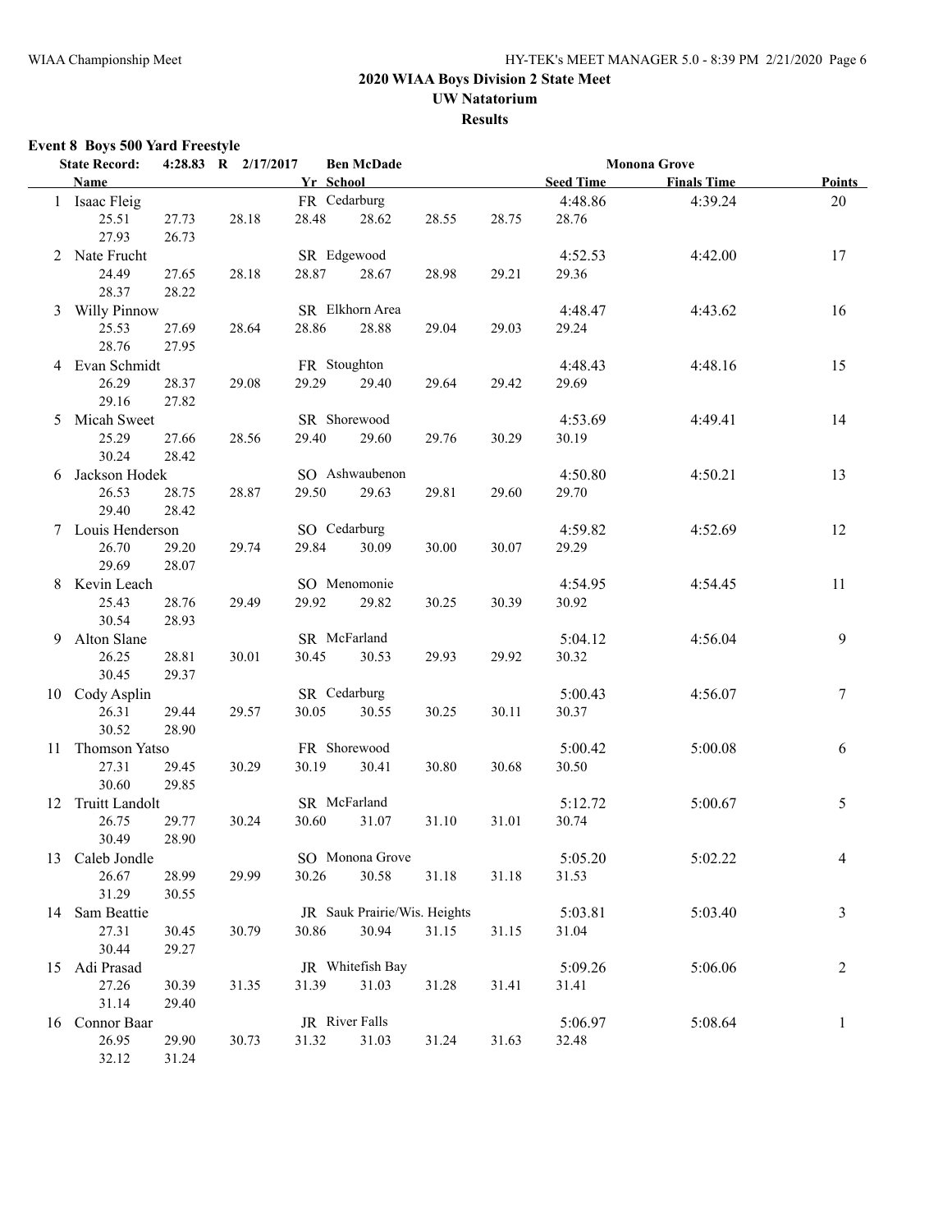## 2020 WIAA Boys Division 2 State Meet

### UW Natatorium

### Results

**Event 8 Boys 500 Yard Freestyle**

State Record: 4:28.83 R 2/17/2017 Ben McDade Monona Grove

| | Name | Yr | School | Seed Time | Finals Time | Points |
|---|---|---|---|---|---|---|
| 1 | Isaac Fleig | FR | Cedarburg | 4:48.86 | 4:39.24 | 20 |
| | 25.51 27.73 28.18 28.48 28.62 28.55 28.75 28.76 27.93 26.73 | | | | | |
| 2 | Nate Frucht | SR | Edgewood | 4:52.53 | 4:42.00 | 17 |
| | 24.49 27.65 28.18 28.87 28.67 28.98 29.21 29.36 28.37 28.22 | | | | | |
| 3 | Willy Pinnow | SR | Elkhorn Area | 4:48.47 | 4:43.62 | 16 |
| | 25.53 27.69 28.64 28.86 28.88 29.04 29.03 29.24 28.76 27.95 | | | | | |
| 4 | Evan Schmidt | FR | Stoughton | 4:48.43 | 4:48.16 | 15 |
| | 26.29 28.37 29.08 29.29 29.40 29.64 29.42 29.69 29.16 27.82 | | | | | |
| 5 | Micah Sweet | SR | Shorewood | 4:53.69 | 4:49.41 | 14 |
| | 25.29 27.66 28.56 29.40 29.60 29.76 30.29 30.19 30.24 28.42 | | | | | |
| 6 | Jackson Hodek | SO | Ashwaubenon | 4:50.80 | 4:50.21 | 13 |
| | 26.53 28.75 28.87 29.50 29.63 29.81 29.60 29.70 29.40 28.42 | | | | | |
| 7 | Louis Henderson | SO | Cedarburg | 4:59.82 | 4:52.69 | 12 |
| | 26.70 29.20 29.74 29.84 30.09 30.00 30.07 29.29 29.69 28.07 | | | | | |
| 8 | Kevin Leach | SO | Menomonie | 4:54.95 | 4:54.45 | 11 |
| | 25.43 28.76 29.49 29.92 29.82 30.25 30.39 30.92 30.54 28.93 | | | | | |
| 9 | Alton Slane | SR | McFarland | 5:04.12 | 4:56.04 | 9 |
| | 26.25 28.81 30.01 30.45 30.53 29.93 29.92 30.32 30.45 29.37 | | | | | |
| 10 | Cody Asplin | SR | Cedarburg | 5:00.43 | 4:56.07 | 7 |
| | 26.31 29.44 29.57 30.05 30.55 30.25 30.11 30.37 30.52 28.90 | | | | | |
| 11 | Thomson Yatso | FR | Shorewood | 5:00.42 | 5:00.08 | 6 |
| | 27.31 29.45 30.29 30.19 30.41 30.80 30.68 30.50 30.60 29.85 | | | | | |
| 12 | Truitt Landolt | SR | McFarland | 5:12.72 | 5:00.67 | 5 |
| | 26.75 29.77 30.24 30.60 31.07 31.10 31.01 30.74 30.49 28.90 | | | | | |
| 13 | Caleb Jondle | SO | Monona Grove | 5:05.20 | 5:02.22 | 4 |
| | 26.67 28.99 29.99 30.26 30.58 31.18 31.18 31.53 31.29 30.55 | | | | | |
| 14 | Sam Beattie | JR | Sauk Prairie/Wis. Heights | 5:03.81 | 5:03.40 | 3 |
| | 27.31 30.45 30.79 30.86 30.94 31.15 31.15 31.04 30.44 29.27 | | | | | |
| 15 | Adi Prasad | JR | Whitefish Bay | 5:09.26 | 5:06.06 | 2 |
| | 27.26 30.39 31.35 31.39 31.03 31.28 31.41 31.41 31.14 29.40 | | | | | |
| 16 | Connor Baar | JR | River Falls | 5:06.97 | 5:08.64 | 1 |
| | 26.95 29.90 30.73 31.32 31.03 31.24 31.63 32.48 32.12 31.24 | | | | | |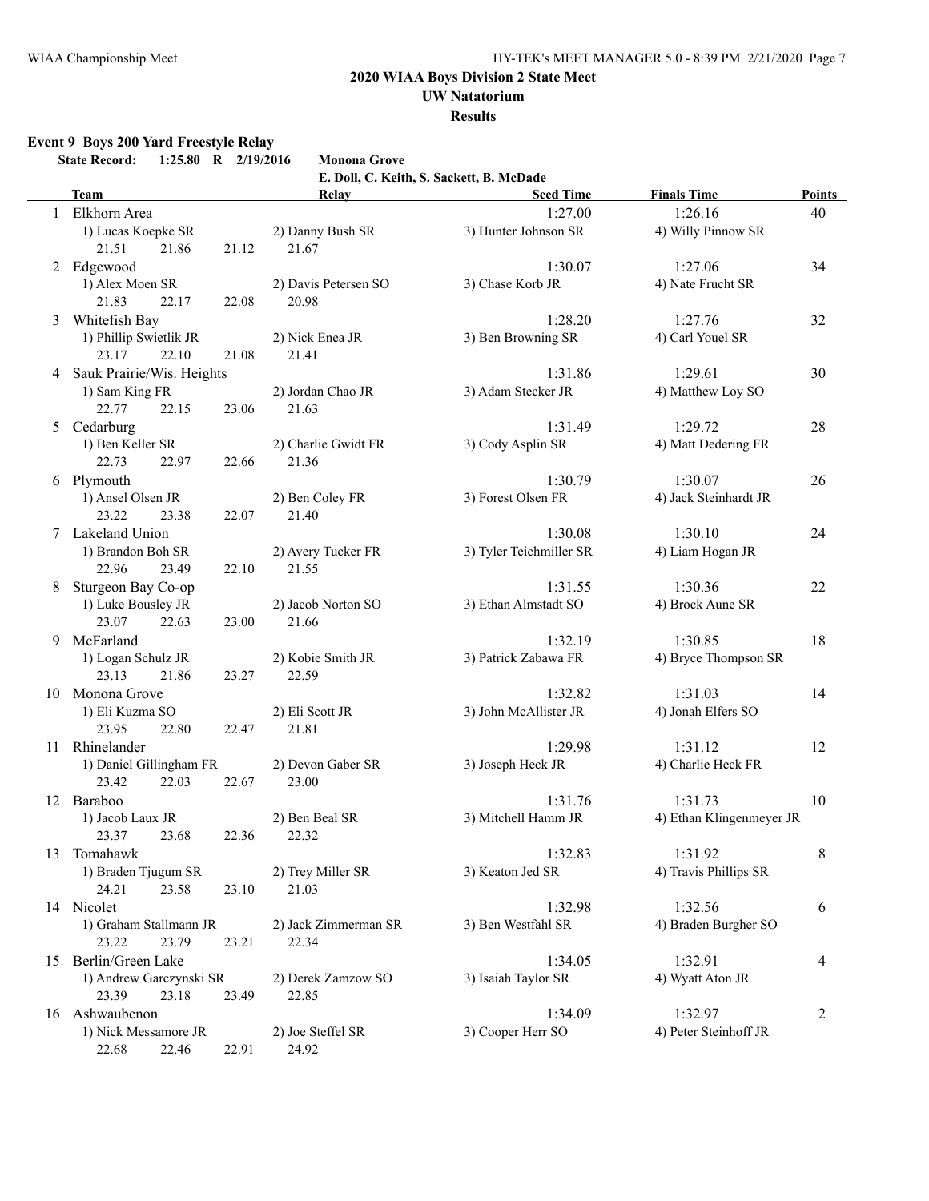## 2020 WIAA Boys Division 2 State Meet

### UW Natatorium

### Results

#### Event 9 Boys 200 Yard Freestyle Relay

**State Record:** 1:25.80 R 2/19/2016 **Monona Grove**
E. Doll, C. Keith, S. Sackett, B. McDade

| | Team | Relay | | Seed Time | Finals Time | Points |
|---|---|---|---|---|---|---|
| 1 | Elkhorn Area | | | 1:27.00 | 1:26.16 | 40 |
| | 1) Lucas Koepke SR | 2) Danny Bush SR | 3) Hunter Johnson SR | 4) Willy Pinnow SR | | |
| | 21.51 21.86 21.12 21.67 | | | | | |
| 2 | Edgewood | | | 1:30.07 | 1:27.06 | 34 |
| | 1) Alex Moen SR | 2) Davis Petersen SO | 3) Chase Korb JR | 4) Nate Frucht SR | | |
| | 21.83 22.17 22.08 20.98 | | | | | |
| 3 | Whitefish Bay | | | 1:28.20 | 1:27.76 | 32 |
| | 1) Phillip Swietlik JR | 2) Nick Enea JR | 3) Ben Browning SR | 4) Carl Youel SR | | |
| | 23.17 22.10 21.08 21.41 | | | | | |
| 4 | Sauk Prairie/Wis. Heights | | | 1:31.86 | 1:29.61 | 30 |
| | 1) Sam King FR | 2) Jordan Chao JR | 3) Adam Stecker JR | 4) Matthew Loy SO | | |
| | 22.77 22.15 23.06 21.63 | | | | | |
| 5 | Cedarburg | | | 1:31.49 | 1:29.72 | 28 |
| | 1) Ben Keller SR | 2) Charlie Gwidt FR | 3) Cody Asplin SR | 4) Matt Dedering FR | | |
| | 22.73 22.97 22.66 21.36 | | | | | |
| 6 | Plymouth | | | 1:30.79 | 1:30.07 | 26 |
| | 1) Ansel Olsen JR | 2) Ben Coley FR | 3) Forest Olsen FR | 4) Jack Steinhardt JR | | |
| | 23.22 23.38 22.07 21.40 | | | | | |
| 7 | Lakeland Union | | | 1:30.08 | 1:30.10 | 24 |
| | 1) Brandon Boh SR | 2) Avery Tucker FR | 3) Tyler Teichmiller SR | 4) Liam Hogan JR | | |
| | 22.96 23.49 22.10 21.55 | | | | | |
| 8 | Sturgeon Bay Co-op | | | 1:31.55 | 1:30.36 | 22 |
| | 1) Luke Bousley JR | 2) Jacob Norton SO | 3) Ethan Almstadt SO | 4) Brock Aune SR | | |
| | 23.07 22.63 23.00 21.66 | | | | | |
| 9 | McFarland | | | 1:32.19 | 1:30.85 | 18 |
| | 1) Logan Schulz JR | 2) Kobie Smith JR | 3) Patrick Zabawa FR | 4) Bryce Thompson SR | | |
| | 23.13 21.86 23.27 22.59 | | | | | |
| 10 | Monona Grove | | | 1:32.82 | 1:31.03 | 14 |
| | 1) Eli Kuzma SO | 2) Eli Scott JR | 3) John McAllister JR | 4) Jonah Elfers SO | | |
| | 23.95 22.80 22.47 21.81 | | | | | |
| 11 | Rhinelander | | | 1:29.98 | 1:31.12 | 12 |
| | 1) Daniel Gillingham FR | 2) Devon Gaber SR | 3) Joseph Heck JR | 4) Charlie Heck FR | | |
| | 23.42 22.03 22.67 23.00 | | | | | |
| 12 | Baraboo | | | 1:31.76 | 1:31.73 | 10 |
| | 1) Jacob Laux JR | 2) Ben Beal SR | 3) Mitchell Hamm JR | 4) Ethan Klingenmeyer JR | | |
| | 23.37 23.68 22.36 22.32 | | | | | |
| 13 | Tomahawk | | | 1:32.83 | 1:31.92 | 8 |
| | 1) Braden Tjugum SR | 2) Trey Miller SR | 3) Keaton Jed SR | 4) Travis Phillips SR | | |
| | 24.21 23.58 23.10 21.03 | | | | | |
| 14 | Nicolet | | | 1:32.98 | 1:32.56 | 6 |
| | 1) Graham Stallmann JR | 2) Jack Zimmerman SR | 3) Ben Westfahl SR | 4) Braden Burgher SO | | |
| | 23.22 23.79 23.21 22.34 | | | | | |
| 15 | Berlin/Green Lake | | | 1:34.05 | 1:32.91 | 4 |
| | 1) Andrew Garczynski SR | 2) Derek Zamzow SO | 3) Isaiah Taylor SR | 4) Wyatt Aton JR | | |
| | 23.39 23.18 23.49 22.85 | | | | | |
| 16 | Ashwaubenon | | | 1:34.09 | 1:32.97 | 2 |
| | 1) Nick Messamore JR | 2) Joe Steffel SR | 3) Cooper Herr SO | 4) Peter Steinhoff JR | | |
| | 22.68 22.46 22.91 24.92 | | | | | |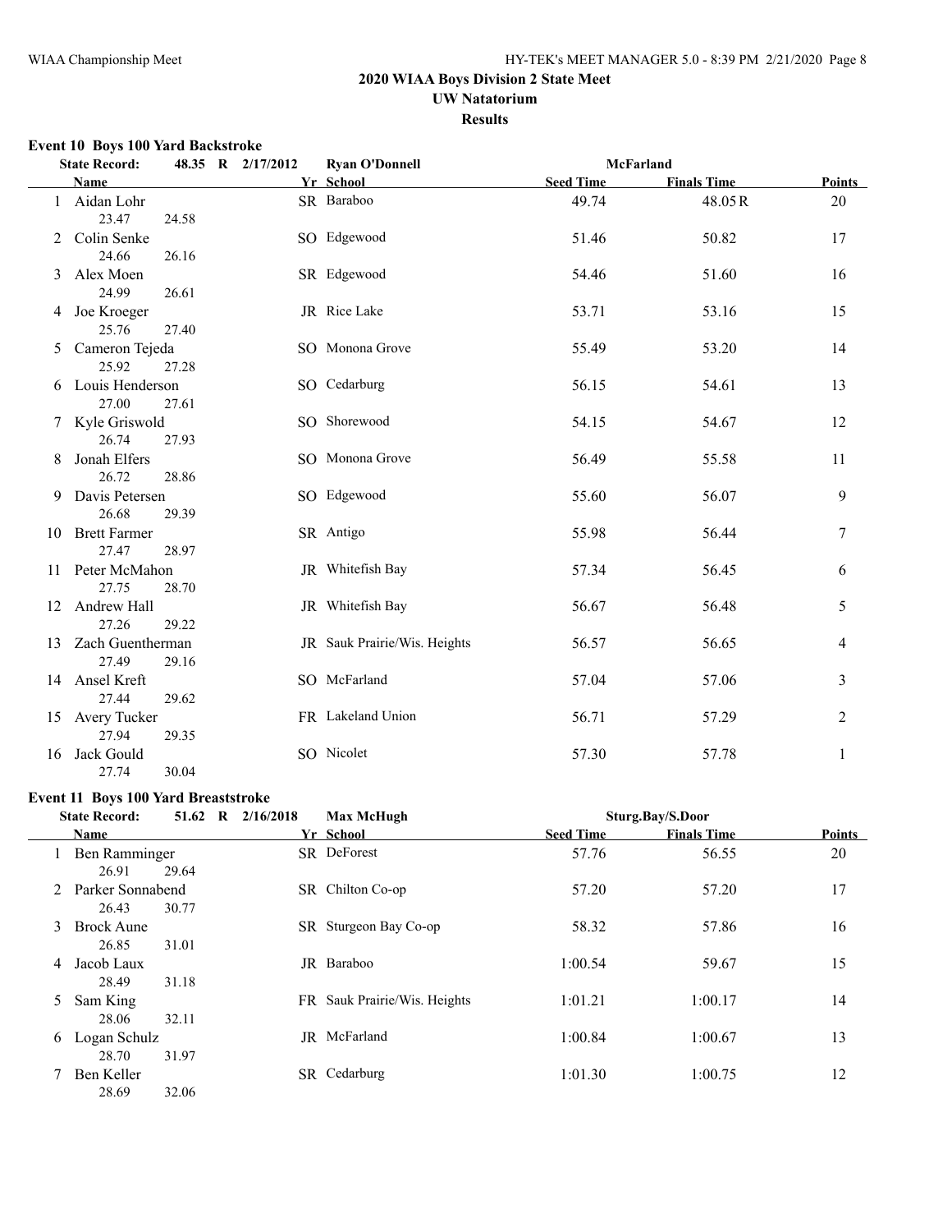## 2020 WIAA Boys Division 2 State Meet

### UW Natatorium

### Results

### Event 10 Boys 100 Yard Backstroke

State Record: 48.35 R 2/17/2012 Ryan O'Donnell McFarland

| | Name | Yr | School | Seed Time | Finals Time | Points |
|---|---|---|---|---|---|---|
| 1 | Aidan Lohr | SR | Baraboo | 49.74 | 48.05R | 20 |
| | 23.47 24.58 | | | | | |
| 2 | Colin Senke | SO | Edgewood | 51.46 | 50.82 | 17 |
| | 24.66 26.16 | | | | | |
| 3 | Alex Moen | SR | Edgewood | 54.46 | 51.60 | 16 |
| | 24.99 26.61 | | | | | |
| 4 | Joe Kroeger | JR | Rice Lake | 53.71 | 53.16 | 15 |
| | 25.76 27.40 | | | | | |
| 5 | Cameron Tejeda | SO | Monona Grove | 55.49 | 53.20 | 14 |
| | 25.92 27.28 | | | | | |
| 6 | Louis Henderson | SO | Cedarburg | 56.15 | 54.61 | 13 |
| | 27.00 27.61 | | | | | |
| 7 | Kyle Griswold | SO | Shorewood | 54.15 | 54.67 | 12 |
| | 26.74 27.93 | | | | | |
| 8 | Jonah Elfers | SO | Monona Grove | 56.49 | 55.58 | 11 |
| | 26.72 28.86 | | | | | |
| 9 | Davis Petersen | SO | Edgewood | 55.60 | 56.07 | 9 |
| | 26.68 29.39 | | | | | |
| 10 | Brett Farmer | SR | Antigo | 55.98 | 56.44 | 7 |
| | 27.47 28.97 | | | | | |
| 11 | Peter McMahon | JR | Whitefish Bay | 57.34 | 56.45 | 6 |
| | 27.75 28.70 | | | | | |
| 12 | Andrew Hall | JR | Whitefish Bay | 56.67 | 56.48 | 5 |
| | 27.26 29.22 | | | | | |
| 13 | Zach Guentherman | JR | Sauk Prairie/Wis. Heights | 56.57 | 56.65 | 4 |
| | 27.49 29.16 | | | | | |
| 14 | Ansel Kreft | SO | McFarland | 57.04 | 57.06 | 3 |
| | 27.44 29.62 | | | | | |
| 15 | Avery Tucker | FR | Lakeland Union | 56.71 | 57.29 | 2 |
| | 27.94 29.35 | | | | | |
| 16 | Jack Gould | SO | Nicolet | 57.30 | 57.78 | 1 |
| | 27.74 30.04 | | | | | |

### Event 11 Boys 100 Yard Breaststroke

State Record: 51.62 R 2/16/2018 Max McHugh Sturg.Bay/S.Door

| | Name | Yr | School | Seed Time | Finals Time | Points |
|---|---|---|---|---|---|---|
| 1 | Ben Ramminger | SR | DeForest | 57.76 | 56.55 | 20 |
| | 26.91 29.64 | | | | | |
| 2 | Parker Sonnabend | SR | Chilton Co-op | 57.20 | 57.20 | 17 |
| | 26.43 30.77 | | | | | |
| 3 | Brock Aune | SR | Sturgeon Bay Co-op | 58.32 | 57.86 | 16 |
| | 26.85 31.01 | | | | | |
| 4 | Jacob Laux | JR | Baraboo | 1:00.54 | 59.67 | 15 |
| | 28.49 31.18 | | | | | |
| 5 | Sam King | FR | Sauk Prairie/Wis. Heights | 1:01.21 | 1:00.17 | 14 |
| | 28.06 32.11 | | | | | |
| 6 | Logan Schulz | JR | McFarland | 1:00.84 | 1:00.67 | 13 |
| | 28.70 31.97 | | | | | |
| 7 | Ben Keller | SR | Cedarburg | 1:01.30 | 1:00.75 | 12 |
| | 28.69 32.06 | | | | | |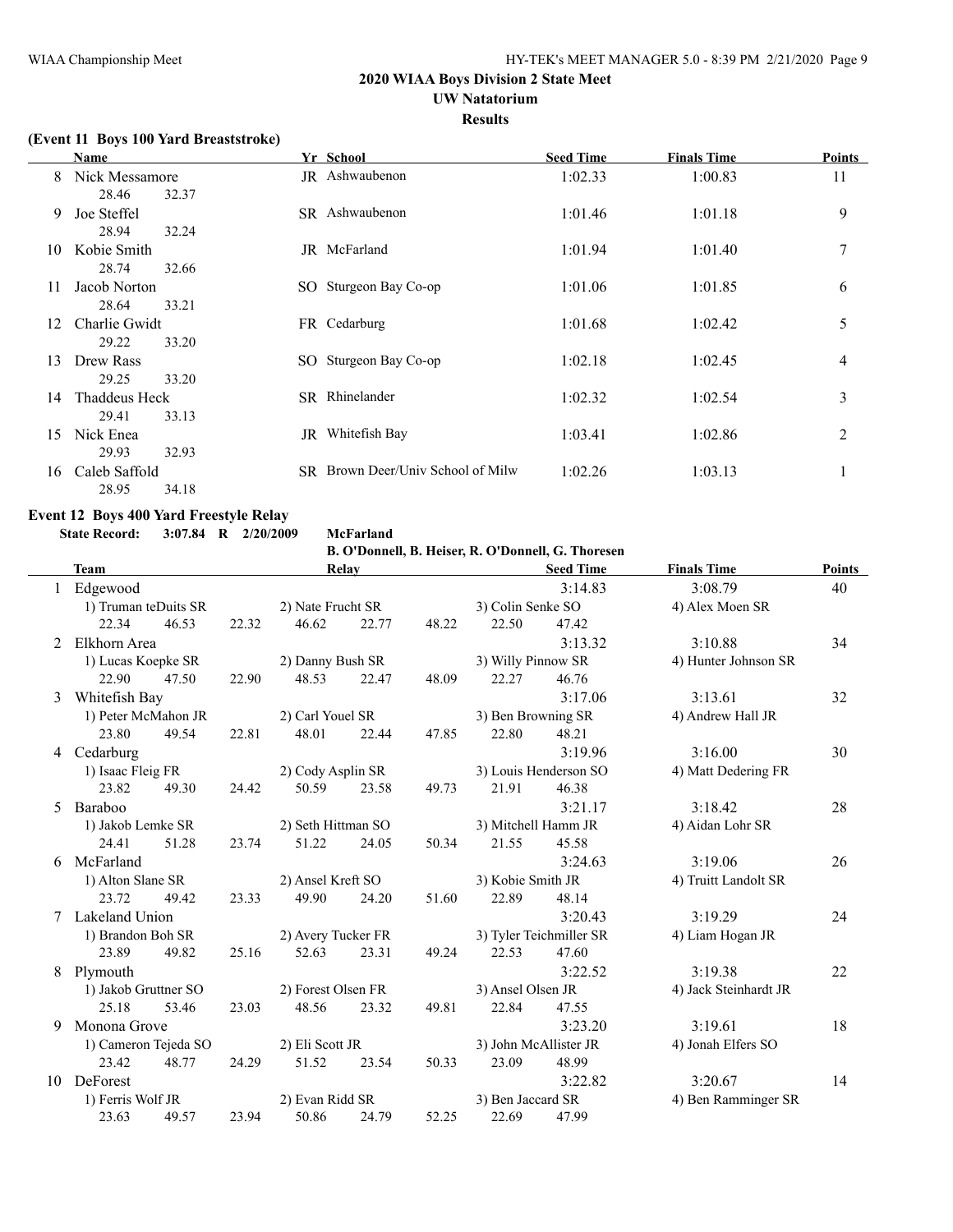# 2020 WIAA Boys Division 2 State Meet

## UW Natatorium

### Results

**(Event 11 Boys 100 Yard Breaststroke)**

| | Name | Yr | School | Seed Time | Finals Time | Points |
|---|---|---|---|---|---|---|
| 8 | Nick Messamore | JR | Ashwaubenon | 1:02.33 | 1:00.83 | 11 |
| | 28.46 32.37 | | | | | |
| 9 | Joe Steffel | SR | Ashwaubenon | 1:01.46 | 1:01.18 | 9 |
| | 28.94 32.24 | | | | | |
| 10 | Kobie Smith | JR | McFarland | 1:01.94 | 1:01.40 | 7 |
| | 28.74 32.66 | | | | | |
| 11 | Jacob Norton | SO | Sturgeon Bay Co-op | 1:01.06 | 1:01.85 | 6 |
| | 28.64 33.21 | | | | | |
| 12 | Charlie Gwidt | FR | Cedarburg | 1:01.68 | 1:02.42 | 5 |
| | 29.22 33.20 | | | | | |
| 13 | Drew Rass | SO | Sturgeon Bay Co-op | 1:02.18 | 1:02.45 | 4 |
| | 29.25 33.20 | | | | | |
| 14 | Thaddeus Heck | SR | Rhinelander | 1:02.32 | 1:02.54 | 3 |
| | 29.41 33.13 | | | | | |
| 15 | Nick Enea | JR | Whitefish Bay | 1:03.41 | 1:02.86 | 2 |
| | 29.93 32.93 | | | | | |
| 16 | Caleb Saffold | SR | Brown Deer/Univ School of Milw | 1:02.26 | 1:03.13 | 1 |
| | 28.95 34.18 | | | | | |

**Event 12 Boys 400 Yard Freestyle Relay**

State Record: 3:07.84 R 2/20/2009 McFarland
B. O'Donnell, B. Heiser, R. O'Donnell, G. Thoresen

| | Team | Relay | Seed Time | Finals Time | Points |
|---|---|---|---|---|---|
| 1 | Edgewood | | 3:14.83 | 3:08.79 | 40 |
| | 1) Truman teDuits SR | 2) Nate Frucht SR | 3) Colin Senke SO | 4) Alex Moen SR | |
| | 22.34 46.53 22.32 46.62 | 22.77 48.22 22.50 47.42 | | | |
| 2 | Elkhorn Area | | 3:13.32 | 3:10.88 | 34 |
| | 1) Lucas Koepke SR | 2) Danny Bush SR | 3) Willy Pinnow SR | 4) Hunter Johnson SR | |
| | 22.90 47.50 22.90 48.53 | 22.47 48.09 22.27 46.76 | | | |
| 3 | Whitefish Bay | | 3:17.06 | 3:13.61 | 32 |
| | 1) Peter McMahon JR | 2) Carl Youel SR | 3) Ben Browning SR | 4) Andrew Hall JR | |
| | 23.80 49.54 22.81 48.01 | 22.44 47.85 22.80 48.21 | | | |
| 4 | Cedarburg | | 3:19.96 | 3:16.00 | 30 |
| | 1) Isaac Fleig FR | 2) Cody Asplin SR | 3) Louis Henderson SO | 4) Matt Dedering FR | |
| | 23.82 49.30 24.42 50.59 | 23.58 49.73 21.91 46.38 | | | |
| 5 | Baraboo | | 3:21.17 | 3:18.42 | 28 |
| | 1) Jakob Lemke SR | 2) Seth Hittman SO | 3) Mitchell Hamm JR | 4) Aidan Lohr SR | |
| | 24.41 51.28 23.74 51.22 | 24.05 50.34 21.55 45.58 | | | |
| 6 | McFarland | | 3:24.63 | 3:19.06 | 26 |
| | 1) Alton Slane SR | 2) Ansel Kreft SO | 3) Kobie Smith JR | 4) Truitt Landolt SR | |
| | 23.72 49.42 23.33 49.90 | 24.20 51.60 22.89 48.14 | | | |
| 7 | Lakeland Union | | 3:20.43 | 3:19.29 | 24 |
| | 1) Brandon Boh SR | 2) Avery Tucker FR | 3) Tyler Teichmiller SR | 4) Liam Hogan JR | |
| | 23.89 49.82 25.16 52.63 | 23.31 49.24 22.53 47.60 | | | |
| 8 | Plymouth | | 3:22.52 | 3:19.38 | 22 |
| | 1) Jakob Gruttner SO | 2) Forest Olsen FR | 3) Ansel Olsen JR | 4) Jack Steinhardt JR | |
| | 25.18 53.46 23.03 48.56 | 23.32 49.81 22.84 47.55 | | | |
| 9 | Monona Grove | | 3:23.20 | 3:19.61 | 18 |
| | 1) Cameron Tejeda SO | 2) Eli Scott JR | 3) John McAllister JR | 4) Jonah Elfers SO | |
| | 23.42 48.77 24.29 51.52 | 23.54 50.33 23.09 48.99 | | | |
| 10 | DeForest | | 3:22.82 | 3:20.67 | 14 |
| | 1) Ferris Wolf JR | 2) Evan Ridd SR | 3) Ben Jaccard SR | 4) Ben Ramminger SR | |
| | 23.63 49.57 23.94 50.86 | 24.79 52.25 22.69 47.99 | | | |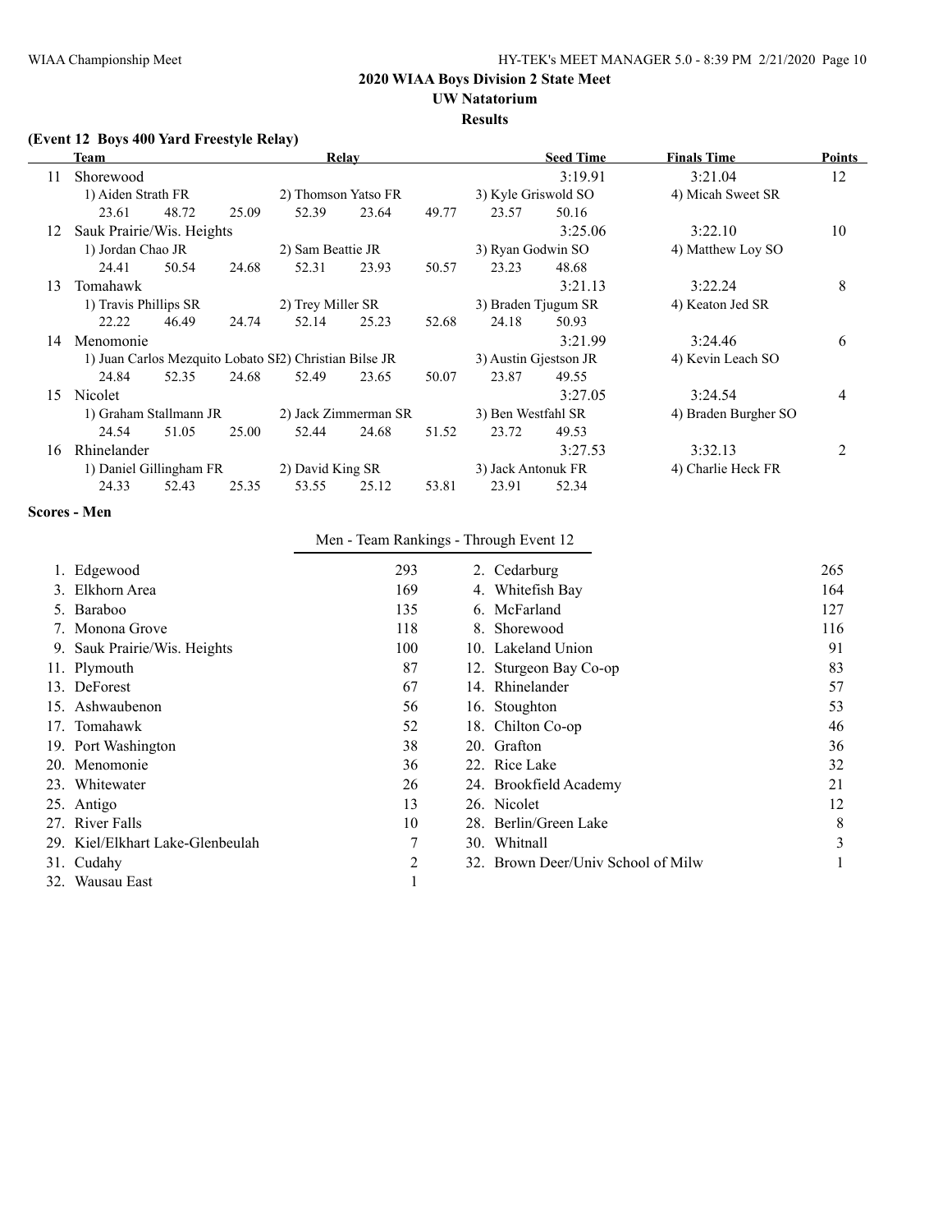**2020 WIAA Boys Division 2 State Meet**

**UW Natatorium**

**Results**

### (Event 12 Boys 400 Yard Freestyle Relay)

| | Team | Relay | | | | | | | | Seed Time | Finals Time | Points |
|---|---|---|---|---|---|---|---|---|---|---|---|---|
| 11 | Shorewood | | | | | | | | | 3:19.91 | 3:21.04 | 12 |
| | 1) Aiden Strath FR | | | 2) Thomson Yatso FR | | | 3) Kyle Griswold SO | | | 4) Micah Sweet SR | | |
| | 23.61 | 48.72 | 25.09 | 52.39 | 23.64 | 49.77 | 23.57 | 50.16 | | | | |
| 12 | Sauk Prairie/Wis. Heights | | | | | | | | | 3:25.06 | 3:22.10 | 10 |
| | 1) Jordan Chao JR | | | 2) Sam Beattie JR | | | 3) Ryan Godwin SO | | | 4) Matthew Loy SO | | |
| | 24.41 | 50.54 | 24.68 | 52.31 | 23.93 | 50.57 | 23.23 | 48.68 | | | | |
| 13 | Tomahawk | | | | | | | | | 3:21.13 | 3:22.24 | 8 |
| | 1) Travis Phillips SR | | | 2) Trey Miller SR | | | 3) Braden Tjugum SR | | | 4) Keaton Jed SR | | |
| | 22.22 | 46.49 | 24.74 | 52.14 | 25.23 | 52.68 | 24.18 | 50.93 | | | | |
| 14 | Menomonie | | | | | | | | | 3:21.99 | 3:24.46 | 6 |
| | 1) Juan Carlos Mezquito Lobato SR | | | 2) Christian Bilse JR | | | 3) Austin Gjestson JR | | | 4) Kevin Leach SO | | |
| | 24.84 | 52.35 | 24.68 | 52.49 | 23.65 | 50.07 | 23.87 | 49.55 | | | | |
| 15 | Nicolet | | | | | | | | | 3:27.05 | 3:24.54 | 4 |
| | 1) Graham Stallmann JR | | | 2) Jack Zimmerman SR | | | 3) Ben Westfahl SR | | | 4) Braden Burgher SO | | |
| | 24.54 | 51.05 | 25.00 | 52.44 | 24.68 | 51.52 | 23.72 | 49.53 | | | | |
| 16 | Rhinelander | | | | | | | | | 3:27.53 | 3:32.13 | 2 |
| | 1) Daniel Gillingham FR | | | 2) David King SR | | | 3) Jack Antonuk FR | | | 4) Charlie Heck FR | | |
| | 24.33 | 52.43 | 25.35 | 53.55 | 25.12 | 53.81 | 23.91 | 52.34 | | | | |

### Scores - Men

Men - Team Rankings - Through Event 12

| | | | | | |
|---|---|---|---|---|---|
| 1. | Edgewood | 293 | 2. | Cedarburg | 265 |
| 3. | Elkhorn Area | 169 | 4. | Whitefish Bay | 164 |
| 5. | Baraboo | 135 | 6. | McFarland | 127 |
| 7. | Monona Grove | 118 | 8. | Shorewood | 116 |
| 9. | Sauk Prairie/Wis. Heights | 100 | 10. | Lakeland Union | 91 |
| 11. | Plymouth | 87 | 12. | Sturgeon Bay Co-op | 83 |
| 13. | DeForest | 67 | 14. | Rhinelander | 57 |
| 15. | Ashwaubenon | 56 | 16. | Stoughton | 53 |
| 17. | Tomahawk | 52 | 18. | Chilton Co-op | 46 |
| 19. | Port Washington | 38 | 20. | Grafton | 36 |
| 20. | Menomonie | 36 | 22. | Rice Lake | 32 |
| 23. | Whitewater | 26 | 24. | Brookfield Academy | 21 |
| 25. | Antigo | 13 | 26. | Nicolet | 12 |
| 27. | River Falls | 10 | 28. | Berlin/Green Lake | 8 |
| 29. | Kiel/Elkhart Lake-Glenbeulah | 7 | 30. | Whitnall | 3 |
| 31. | Cudahy | 2 | 32. | Brown Deer/Univ School of Milw | 1 |
| 32. | Wausau East | 1 | | | |